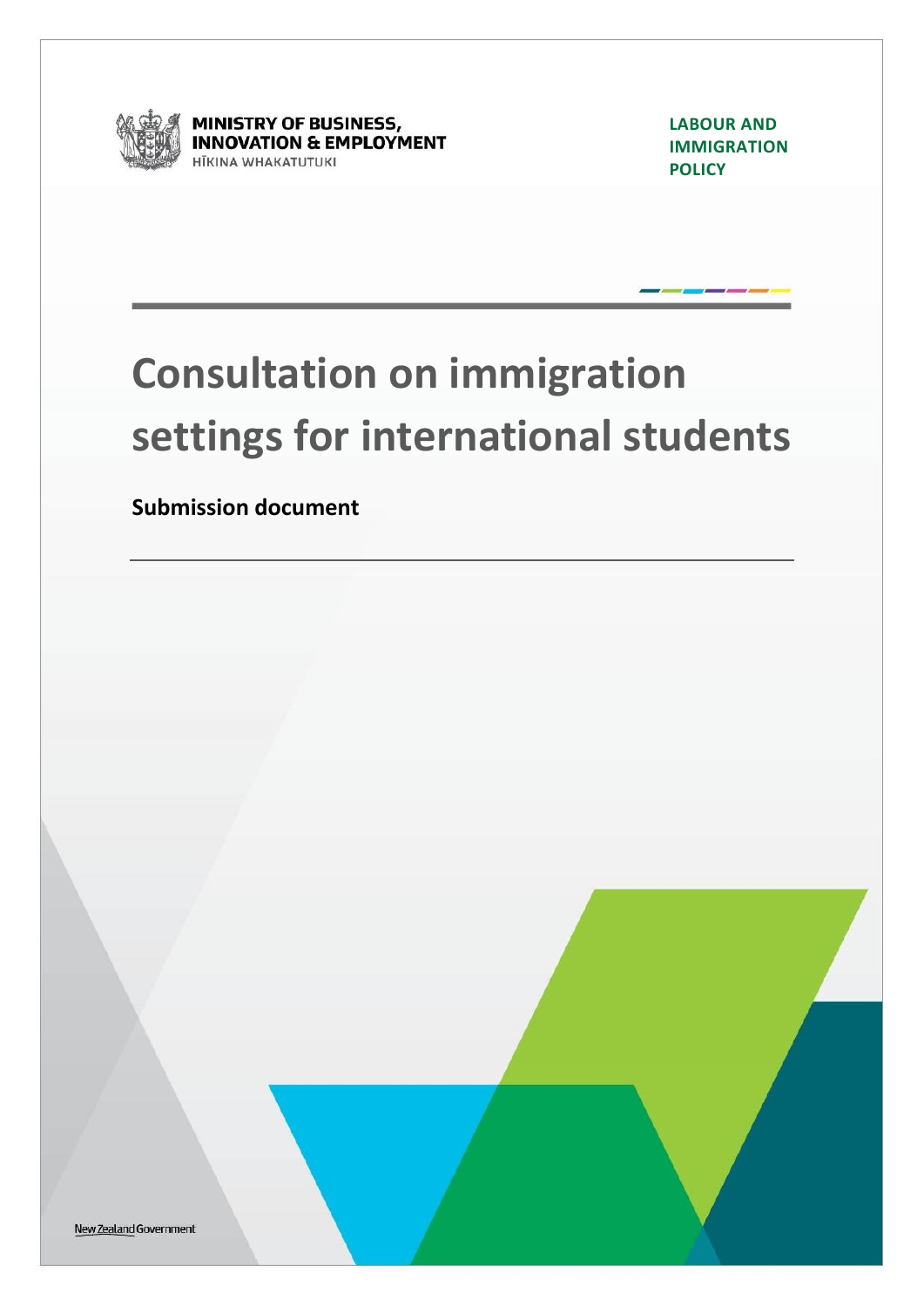MINISTRY OF BUSINESS, INNOVATION & EMPLOYMENT
HĪKINA WHAKATUTUKI

**LABOUR AND IMMIGRATION POLICY**

# Consultation on immigration settings for international students

**Submission document**

New Zealand Government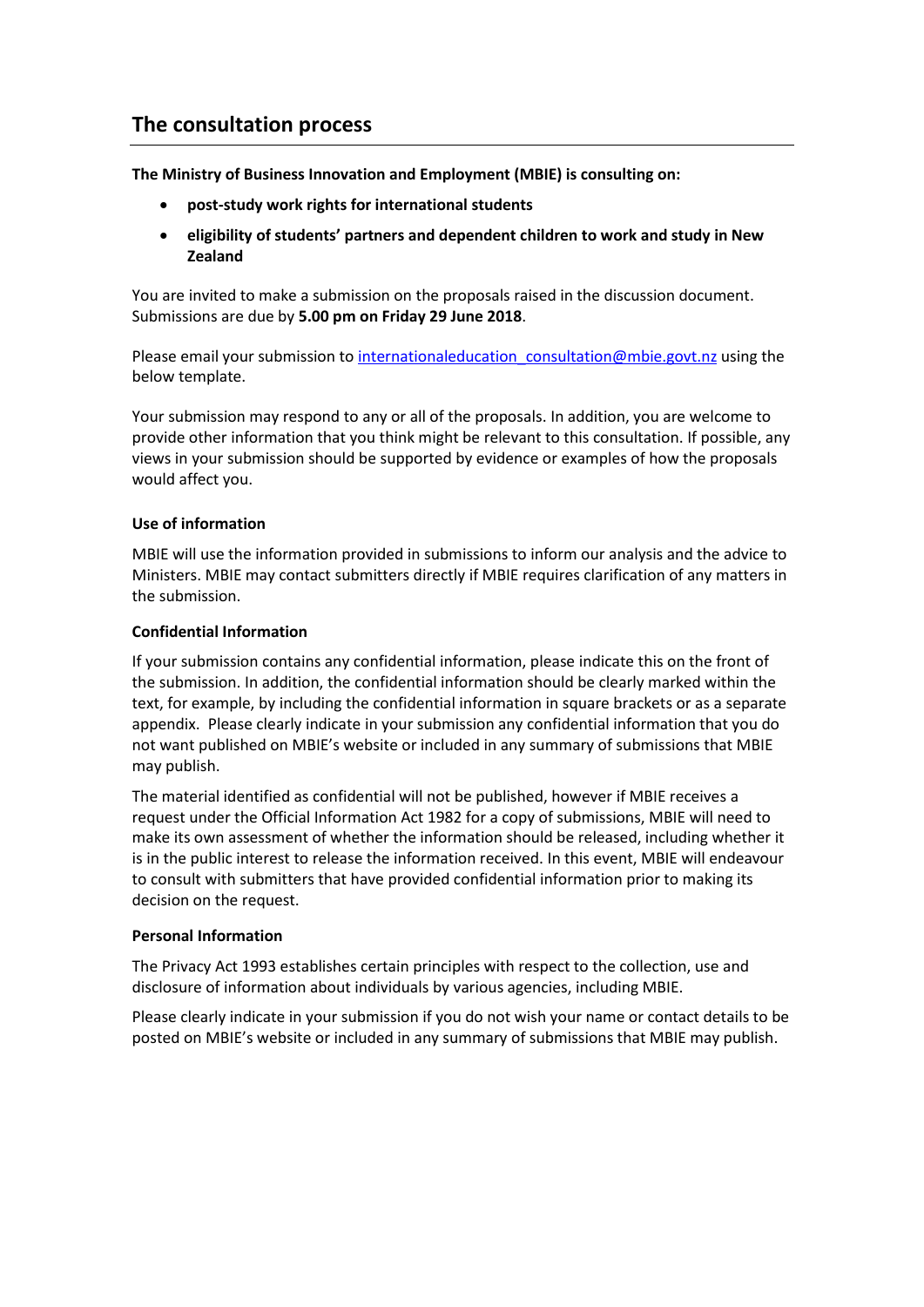## The consultation process

**The Ministry of Business Innovation and Employment (MBIE) is consulting on:**

- **post-study work rights for international students**
- **eligibility of students' partners and dependent children to work and study in New Zealand**

You are invited to make a submission on the proposals raised in the discussion document. Submissions are due by **5.00 pm on Friday 29 June 2018**.

Please email your submission to internationaleducation_consultation@mbie.govt.nz using the below template.

Your submission may respond to any or all of the proposals. In addition, you are welcome to provide other information that you think might be relevant to this consultation. If possible, any views in your submission should be supported by evidence or examples of how the proposals would affect you.

**Use of information**

MBIE will use the information provided in submissions to inform our analysis and the advice to Ministers. MBIE may contact submitters directly if MBIE requires clarification of any matters in the submission.

**Confidential Information**

If your submission contains any confidential information, please indicate this on the front of the submission. In addition, the confidential information should be clearly marked within the text, for example, by including the confidential information in square brackets or as a separate appendix. Please clearly indicate in your submission any confidential information that you do not want published on MBIE's website or included in any summary of submissions that MBIE may publish.

The material identified as confidential will not be published, however if MBIE receives a request under the Official Information Act 1982 for a copy of submissions, MBIE will need to make its own assessment of whether the information should be released, including whether it is in the public interest to release the information received. In this event, MBIE will endeavour to consult with submitters that have provided confidential information prior to making its decision on the request.

**Personal Information**

The Privacy Act 1993 establishes certain principles with respect to the collection, use and disclosure of information about individuals by various agencies, including MBIE.

Please clearly indicate in your submission if you do not wish your name or contact details to be posted on MBIE's website or included in any summary of submissions that MBIE may publish.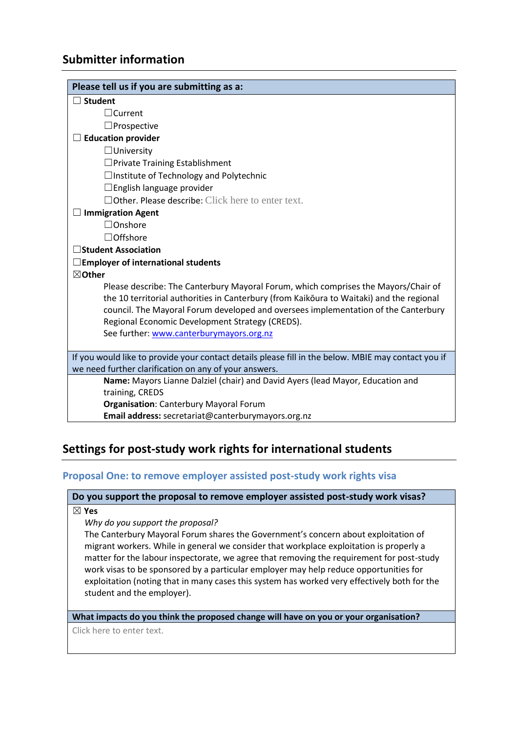## Submitter information

**Please tell us if you are submitting as a:**

☐ **Student**

- ☐Current
- ☐Prospective

☐ **Education provider**

- ☐University
- ☐Private Training Establishment
- ☐Institute of Technology and Polytechnic
- ☐English language provider
- ☐Other. Please describe: Click here to enter text.

☐ **Immigration Agent**

- ☐Onshore
- ☐Offshore

☐**Student Association**

☐**Employer of international students**

☒**Other**

Please describe: The Canterbury Mayoral Forum, which comprises the Mayors/Chair of the 10 territorial authorities in Canterbury (from Kaikōura to Waitaki) and the regional council. The Mayoral Forum developed and oversees implementation of the Canterbury Regional Economic Development Strategy (CREDS).
See further: www.canterburymayors.org.nz

If you would like to provide your contact details please fill in the below. MBIE may contact you if we need further clarification on any of your answers.

**Name:** Mayors Lianne Dalziel (chair) and David Ayers (lead Mayor, Education and training, CREDS

**Organisation**: Canterbury Mayoral Forum

**Email address:** secretariat@canterburymayors.org.nz

## Settings for post-study work rights for international students

### Proposal One: to remove employer assisted post-study work rights visa

**Do you support the proposal to remove employer assisted post-study work visas?**

☒ **Yes**

*Why do you support the proposal?*

The Canterbury Mayoral Forum shares the Government's concern about exploitation of migrant workers. While in general we consider that workplace exploitation is properly a matter for the labour inspectorate, we agree that removing the requirement for post-study work visas to be sponsored by a particular employer may help reduce opportunities for exploitation (noting that in many cases this system has worked very effectively both for the student and the employer).

**What impacts do you think the proposed change will have on you or your organisation?**

Click here to enter text.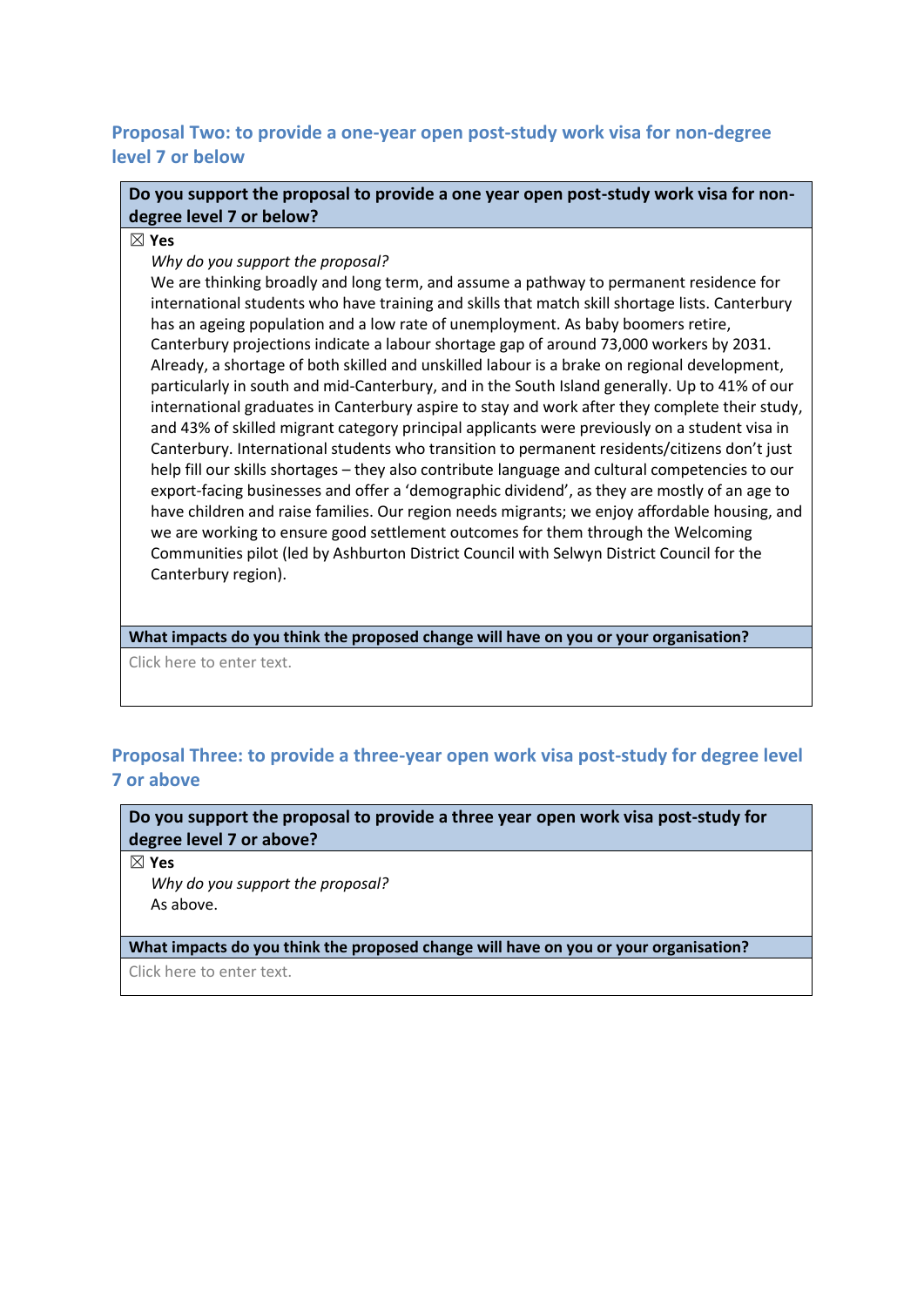## Proposal Two: to provide a one-year open post-study work visa for non-degree level 7 or below

**Do you support the proposal to provide a one year open post-study work visa for non-degree level 7 or below?**

☒ **Yes**

*Why do you support the proposal?*

We are thinking broadly and long term, and assume a pathway to permanent residence for international students who have training and skills that match skill shortage lists. Canterbury has an ageing population and a low rate of unemployment. As baby boomers retire, Canterbury projections indicate a labour shortage gap of around 73,000 workers by 2031. Already, a shortage of both skilled and unskilled labour is a brake on regional development, particularly in south and mid-Canterbury, and in the South Island generally. Up to 41% of our international graduates in Canterbury aspire to stay and work after they complete their study, and 43% of skilled migrant category principal applicants were previously on a student visa in Canterbury. International students who transition to permanent residents/citizens don't just help fill our skills shortages – they also contribute language and cultural competencies to our export-facing businesses and offer a 'demographic dividend', as they are mostly of an age to have children and raise families. Our region needs migrants; we enjoy affordable housing, and we are working to ensure good settlement outcomes for them through the Welcoming Communities pilot (led by Ashburton District Council with Selwyn District Council for the Canterbury region).

**What impacts do you think the proposed change will have on you or your organisation?**

Click here to enter text.

## Proposal Three: to provide a three-year open work visa post-study for degree level 7 or above

**Do you support the proposal to provide a three year open work visa post-study for degree level 7 or above?**

☒ **Yes**

*Why do you support the proposal?*

As above.

**What impacts do you think the proposed change will have on you or your organisation?**

Click here to enter text.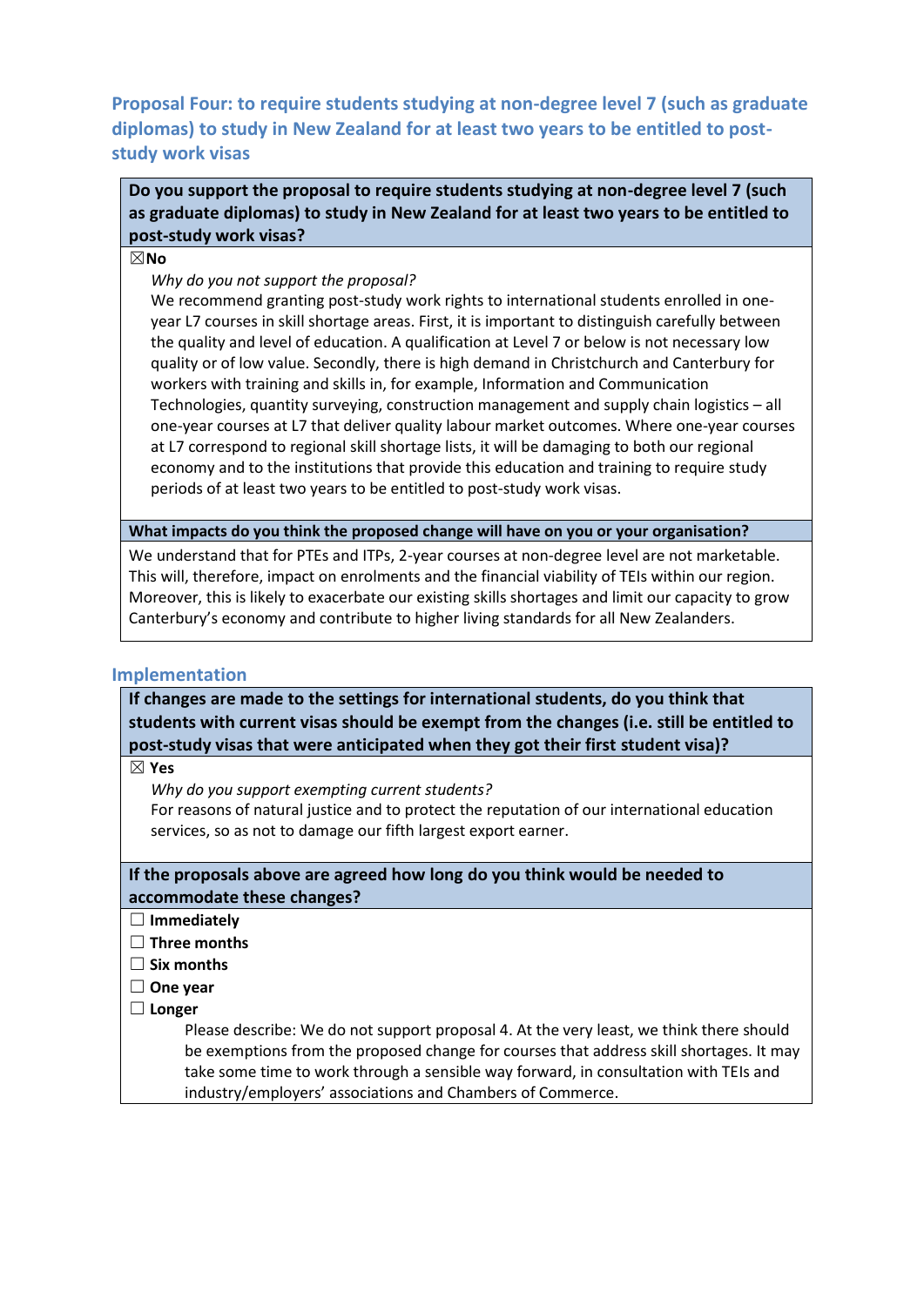## Proposal Four: to require students studying at non-degree level 7 (such as graduate diplomas) to study in New Zealand for at least two years to be entitled to post-study work visas

**Do you support the proposal to require students studying at non-degree level 7 (such as graduate diplomas) to study in New Zealand for at least two years to be entitled to post-study work visas?**

☒ **No**

*Why do you not support the proposal?*

We recommend granting post-study work rights to international students enrolled in one-year L7 courses in skill shortage areas. First, it is important to distinguish carefully between the quality and level of education. A qualification at Level 7 or below is not necessary low quality or of low value. Secondly, there is high demand in Christchurch and Canterbury for workers with training and skills in, for example, Information and Communication Technologies, quantity surveying, construction management and supply chain logistics – all one-year courses at L7 that deliver quality labour market outcomes. Where one-year courses at L7 correspond to regional skill shortage lists, it will be damaging to both our regional economy and to the institutions that provide this education and training to require study periods of at least two years to be entitled to post-study work visas.

**What impacts do you think the proposed change will have on you or your organisation?**

We understand that for PTEs and ITPs, 2-year courses at non-degree level are not marketable. This will, therefore, impact on enrolments and the financial viability of TEIs within our region. Moreover, this is likely to exacerbate our existing skills shortages and limit our capacity to grow Canterbury's economy and contribute to higher living standards for all New Zealanders.

## Implementation

**If changes are made to the settings for international students, do you think that students with current visas should be exempt from the changes (i.e. still be entitled to post-study visas that were anticipated when they got their first student visa)?**

☒ **Yes**

*Why do you support exempting current students?*

For reasons of natural justice and to protect the reputation of our international education services, so as not to damage our fifth largest export earner.

**If the proposals above are agreed how long do you think would be needed to accommodate these changes?**

☐ **Immediately**
☐ **Three months**
☐ **Six months**
☐ **One year**
☐ **Longer**

Please describe: We do not support proposal 4. At the very least, we think there should be exemptions from the proposed change for courses that address skill shortages. It may take some time to work through a sensible way forward, in consultation with TEIs and industry/employers' associations and Chambers of Commerce.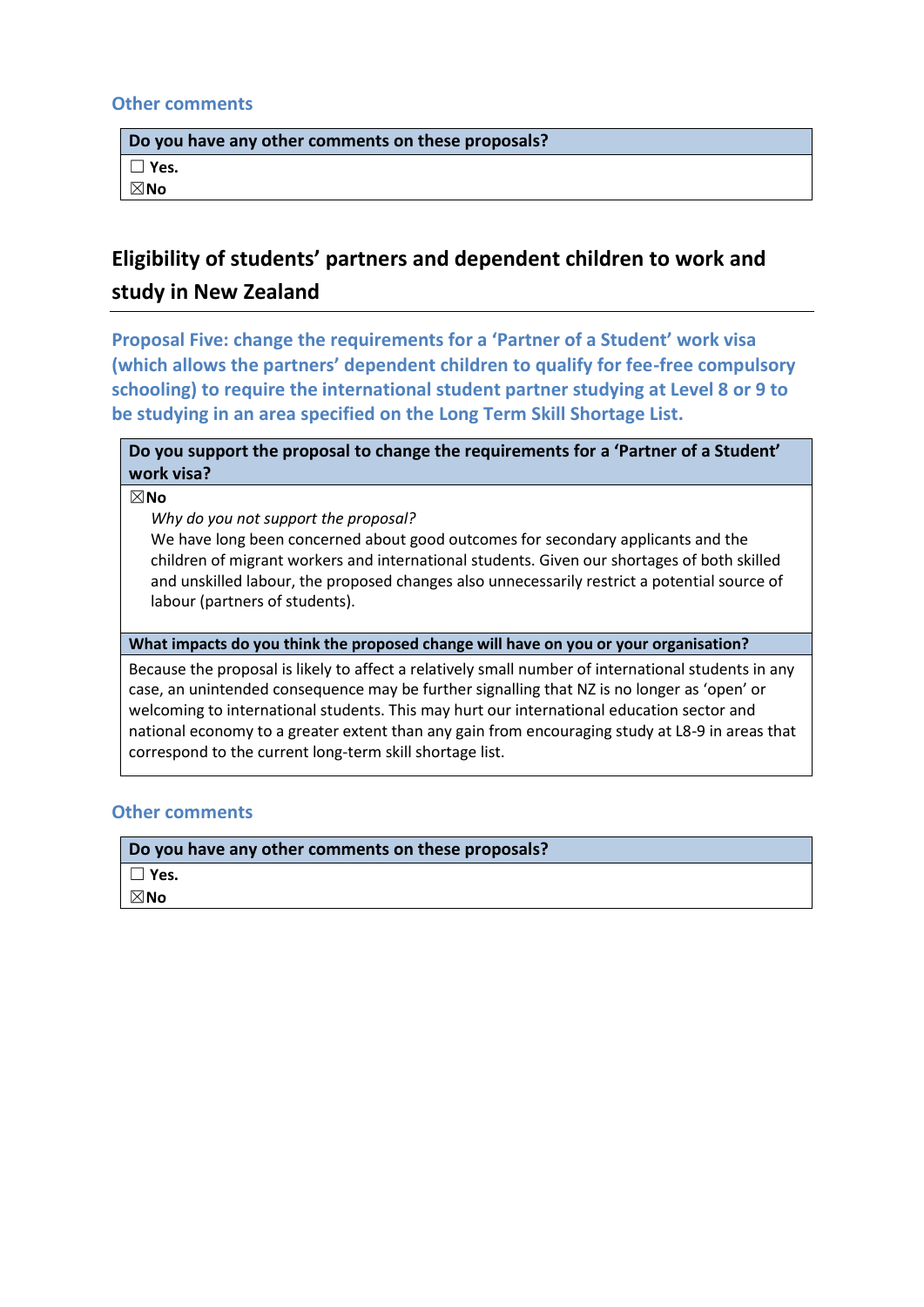### Other comments

| Do you have any other comments on these proposals? |
|---|
| ☐ Yes. |
| ☒No |

## Eligibility of students' partners and dependent children to work and study in New Zealand

### Proposal Five: change the requirements for a 'Partner of a Student' work visa (which allows the partners' dependent children to qualify for fee-free compulsory schooling) to require the international student partner studying at Level 8 or 9 to be studying in an area specified on the Long Term Skill Shortage List.

| Do you support the proposal to change the requirements for a 'Partner of a Student' work visa? |
|---|
| ☒No |
| *Why do you not support the proposal?* We have long been concerned about good outcomes for secondary applicants and the children of migrant workers and international students. Given our shortages of both skilled and unskilled labour, the proposed changes also unnecessarily restrict a potential source of labour (partners of students). |
| **What impacts do you think the proposed change will have on you or your organisation?** |
| Because the proposal is likely to affect a relatively small number of international students in any case, an unintended consequence may be further signalling that NZ is no longer as 'open' or welcoming to international students. This may hurt our international education sector and national economy to a greater extent than any gain from encouraging study at L8-9 in areas that correspond to the current long-term skill shortage list. |

### Other comments

| Do you have any other comments on these proposals? |
|---|
| ☐ Yes. |
| ☒No |